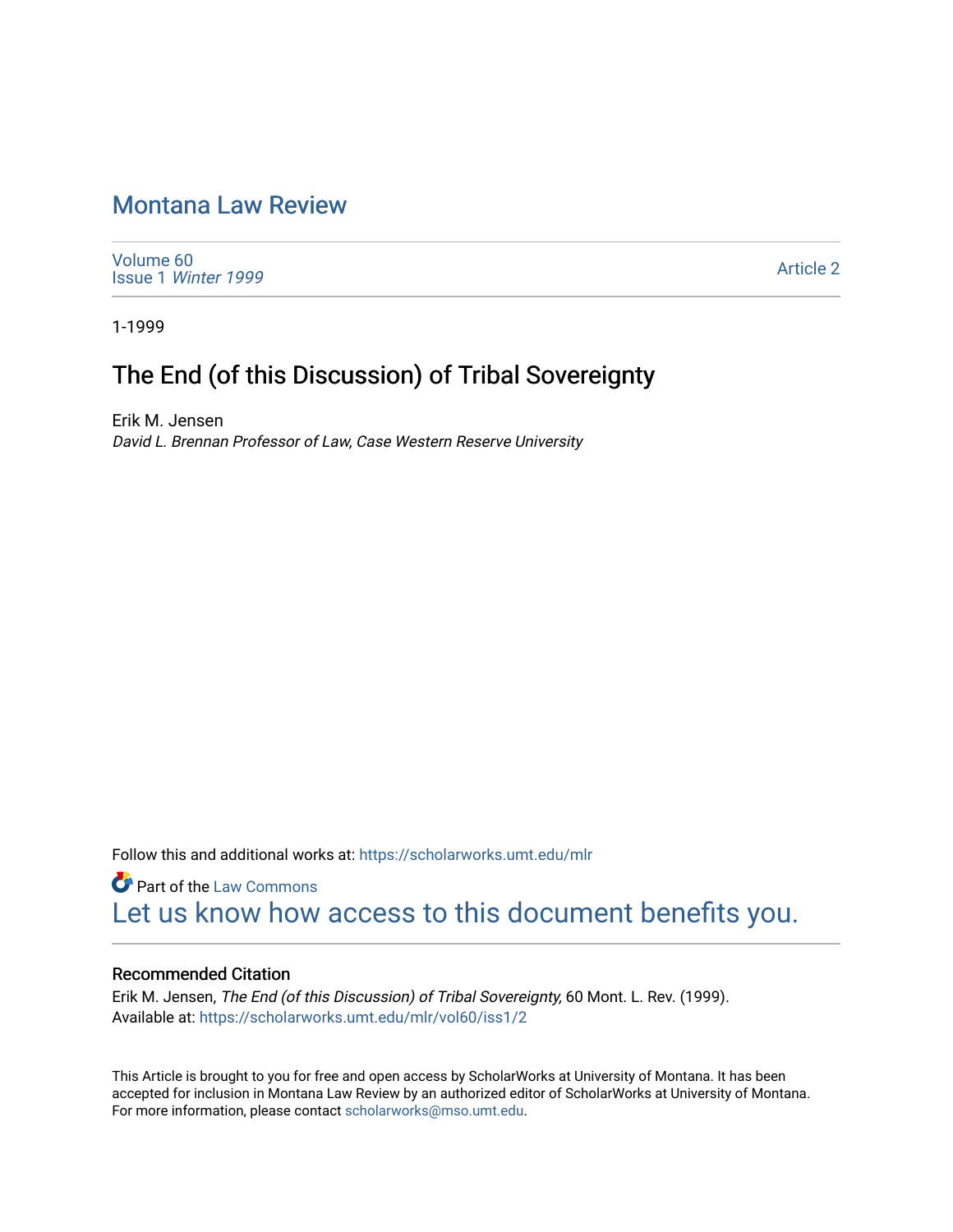# Montana Law Review

Volume 60
Issue 1 *Winter 1999*

Article 2

1-1999

## The End (of this Discussion) of Tribal Sovereignty

Erik M. Jensen
*David L. Brennan Professor of Law, Case Western Reserve University*

Follow this and additional works at: https://scholarworks.umt.edu/mlr

Part of the Law Commons

Let us know how access to this document benefits you.

### Recommended Citation

Erik M. Jensen, *The End (of this Discussion) of Tribal Sovereignty,* 60 Mont. L. Rev. (1999).
Available at: https://scholarworks.umt.edu/mlr/vol60/iss1/2

This Article is brought to you for free and open access by ScholarWorks at University of Montana. It has been accepted for inclusion in Montana Law Review by an authorized editor of ScholarWorks at University of Montana. For more information, please contact scholarworks@mso.umt.edu.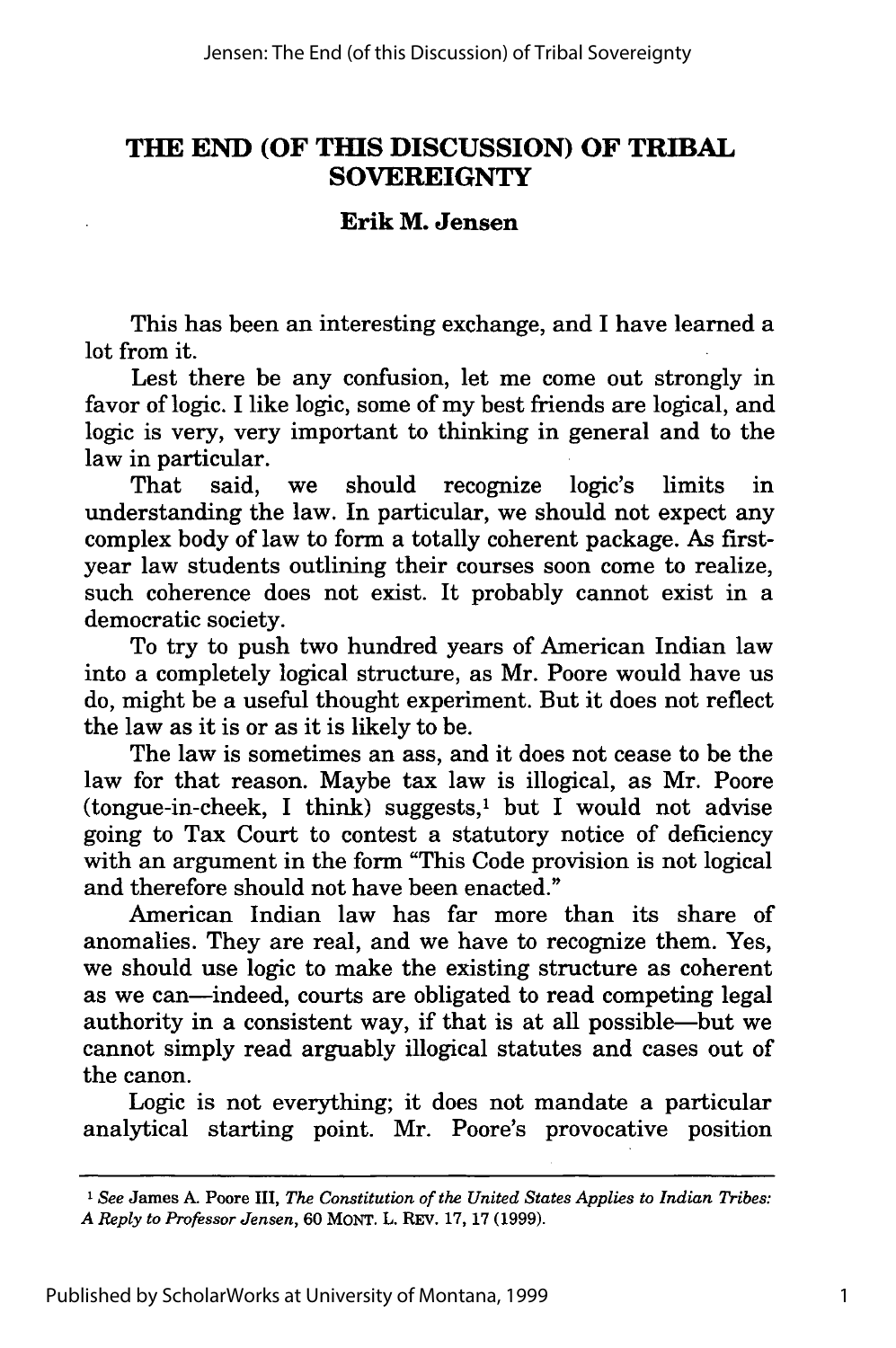# THE END (OF THIS DISCUSSION) OF TRIBAL SOVEREIGNTY

**Erik M. Jensen**

This has been an interesting exchange, and I have learned a lot from it.

Lest there be any confusion, let me come out strongly in favor of logic. I like logic, some of my best friends are logical, and logic is very, very important to thinking in general and to the law in particular.

That said, we should recognize logic's limits in understanding the law. In particular, we should not expect any complex body of law to form a totally coherent package. As first-year law students outlining their courses soon come to realize, such coherence does not exist. It probably cannot exist in a democratic society.

To try to push two hundred years of American Indian law into a completely logical structure, as Mr. Poore would have us do, might be a useful thought experiment. But it does not reflect the law as it is or as it is likely to be.

The law is sometimes an ass, and it does not cease to be the law for that reason. Maybe tax law is illogical, as Mr. Poore (tongue-in-cheek, I think) suggests,[1] but I would not advise going to Tax Court to contest a statutory notice of deficiency with an argument in the form "This Code provision is not logical and therefore should not have been enacted."

American Indian law has far more than its share of anomalies. They are real, and we have to recognize them. Yes, we should use logic to make the existing structure as coherent as we can—indeed, courts are obligated to read competing legal authority in a consistent way, if that is at all possible—but we cannot simply read arguably illogical statutes and cases out of the canon.

Logic is not everything; it does not mandate a particular analytical starting point. Mr. Poore's provocative position

---

[1] *See* James A. Poore III, *The Constitution of the United States Applies to Indian Tribes: A Reply to Professor Jensen*, 60 MONT. L. REV. 17, 17 (1999).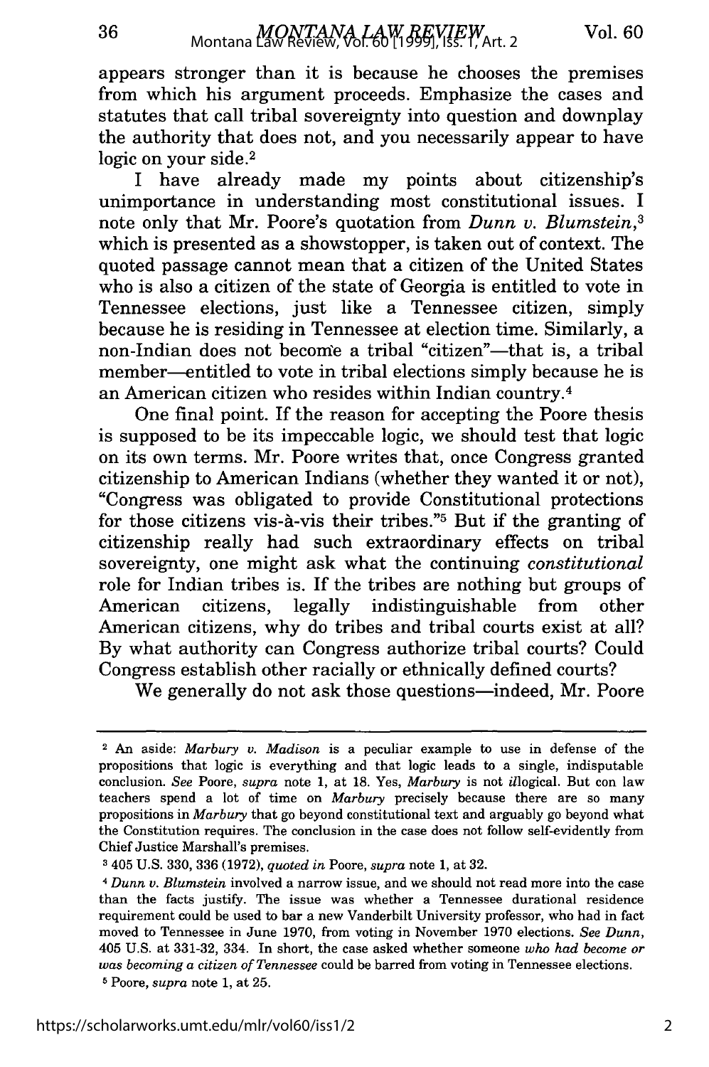appears stronger than it is because he chooses the premises from which his argument proceeds. Emphasize the cases and statutes that call tribal sovereignty into question and downplay the authority that does not, and you necessarily appear to have logic on your side.[2]

I have already made my points about citizenship's unimportance in understanding most constitutional issues. I note only that Mr. Poore's quotation from *Dunn v. Blumstein*,[3] which is presented as a showstopper, is taken out of context. The quoted passage cannot mean that a citizen of the United States who is also a citizen of the state of Georgia is entitled to vote in Tennessee elections, just like a Tennessee citizen, simply because he is residing in Tennessee at election time. Similarly, a non-Indian does not become a tribal "citizen"—that is, a tribal member—entitled to vote in tribal elections simply because he is an American citizen who resides within Indian country.[4]

One final point. If the reason for accepting the Poore thesis is supposed to be its impeccable logic, we should test that logic on its own terms. Mr. Poore writes that, once Congress granted citizenship to American Indians (whether they wanted it or not), "Congress was obligated to provide Constitutional protections for those citizens vis-à-vis their tribes."[5] But if the granting of citizenship really had such extraordinary effects on tribal sovereignty, one might ask what the continuing *constitutional* role for Indian tribes is. If the tribes are nothing but groups of American citizens, legally indistinguishable from other American citizens, why do tribes and tribal courts exist at all? By what authority can Congress authorize tribal courts? Could Congress establish other racially or ethnically defined courts?

We generally do not ask those questions—indeed, Mr. Poore

---

[2] An aside: *Marbury v. Madison* is a peculiar example to use in defense of the propositions that logic is everything and that logic leads to a single, indisputable conclusion. *See* Poore, *supra* note 1, at 18. Yes, *Marbury* is not *il*logical. But con law teachers spend a lot of time on *Marbury* precisely because there are so many propositions in *Marbury* that go beyond constitutional text and arguably go beyond what the Constitution requires. The conclusion in the case does not follow self-evidently from Chief Justice Marshall's premises.

[3] 405 U.S. 330, 336 (1972), *quoted in* Poore, *supra* note 1, at 32.

[4] *Dunn v. Blumstein* involved a narrow issue, and we should not read more into the case than the facts justify. The issue was whether a Tennessee durational residence requirement could be used to bar a new Vanderbilt University professor, who had in fact moved to Tennessee in June 1970, from voting in November 1970 elections. *See Dunn*, 405 U.S. at 331-32, 334. In short, the case asked whether someone *who had become or was becoming a citizen of Tennessee* could be barred from voting in Tennessee elections.

[5] Poore, *supra* note 1, at 25.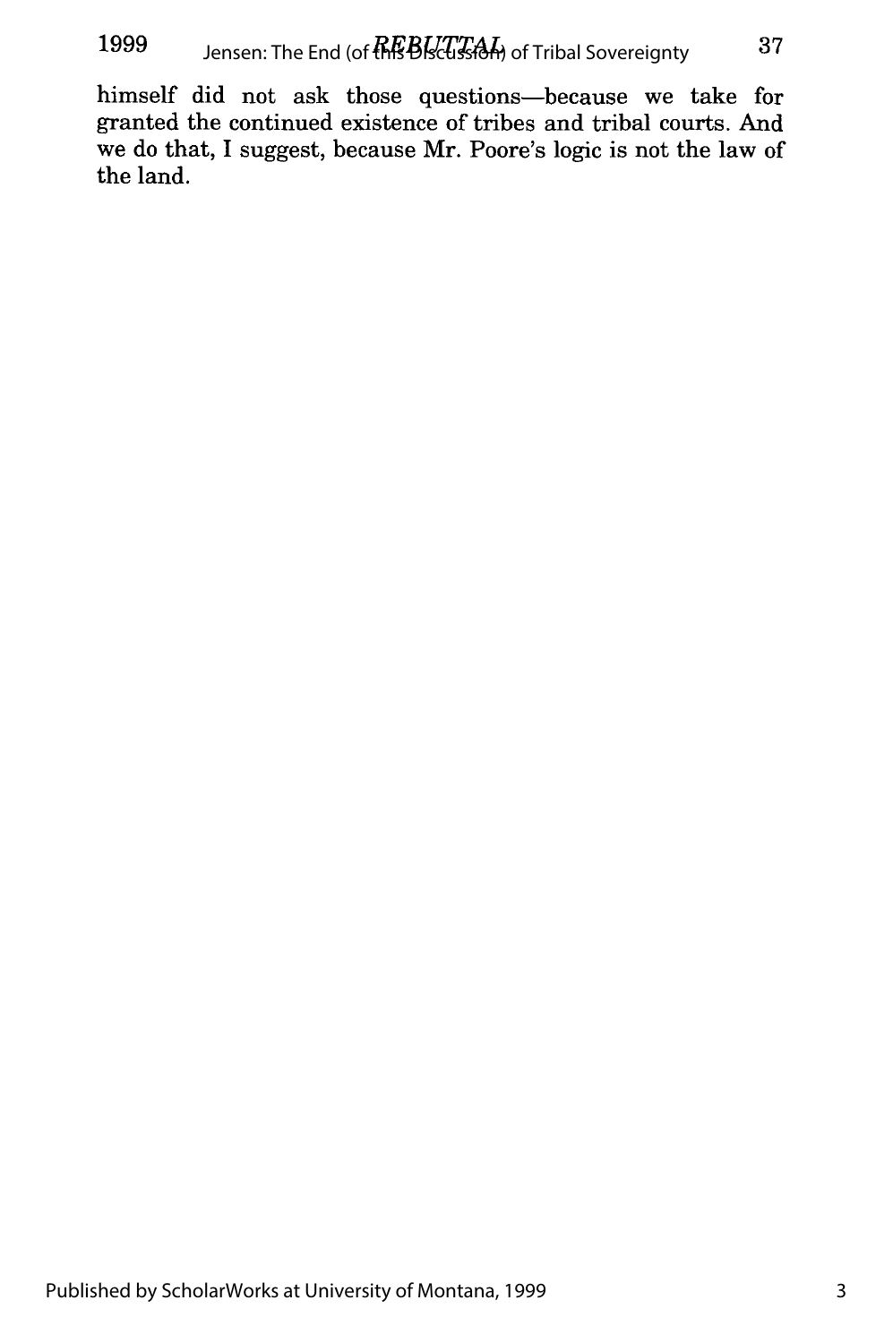himself did not ask those questions—because we take for granted the continued existence of tribes and tribal courts. And we do that, I suggest, because Mr. Poore's logic is not the law of the land.